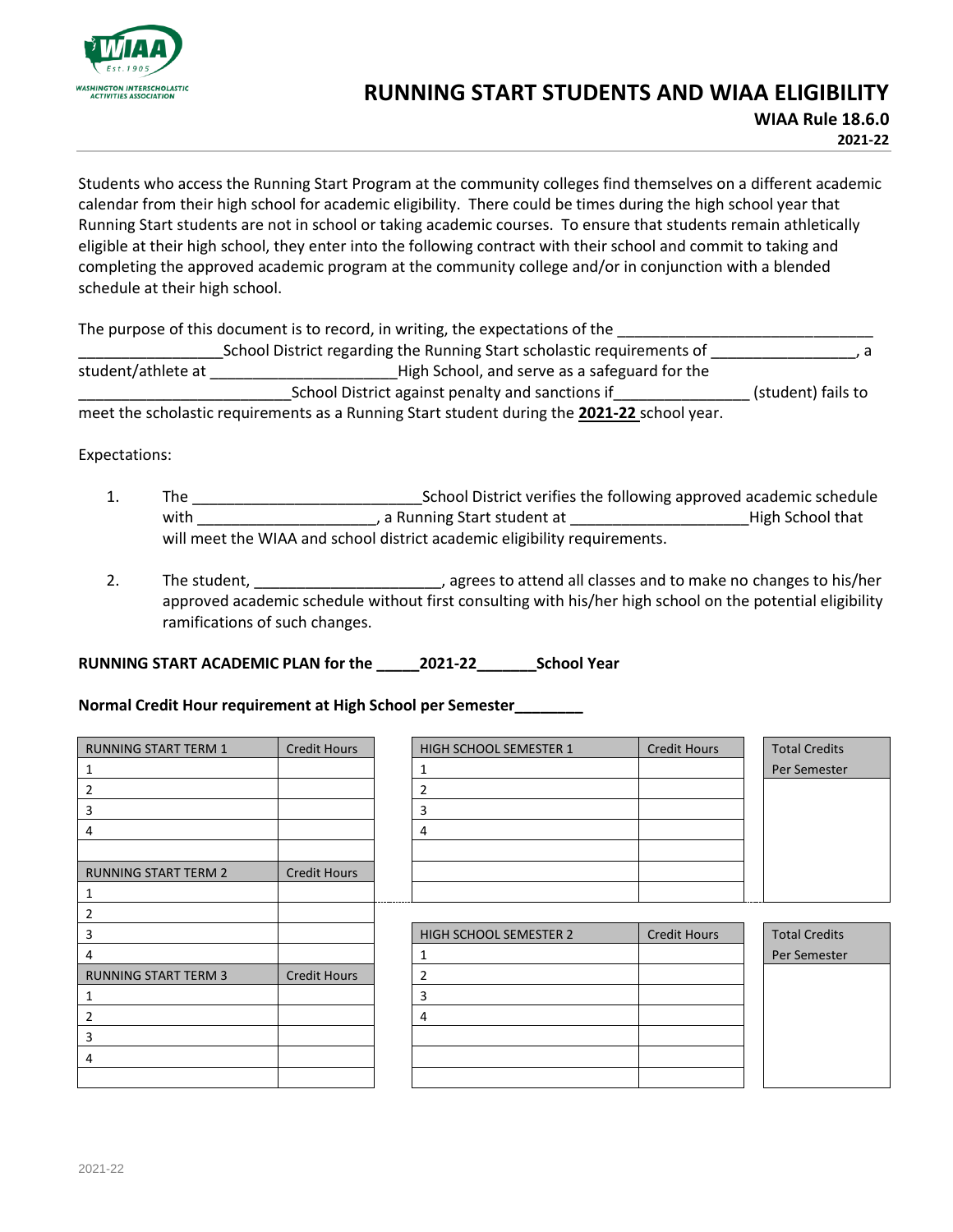# RUNNING START STUDENTS AND WIAA ELIGIBILITY

**WIAA Rule 18.6.0**

**2021-22**

Students who access the Running Start Program at the community colleges find themselves on a different academic calendar from their high school for academic eligibility. There could be times during the high school year that Running Start students are not in school or taking academic courses. To ensure that students remain athletically eligible at their high school, they enter into the following contract with their school and commit to taking and completing the approved academic program at the community college and/or in conjunction with a blended schedule at their high school.

The purpose of this document is to record, in writing, the expectations of the ______________________________ ________________School District regarding the Running Start scholastic requirements of ________________, a student/athlete at _____________________High School, and serve as a safeguard for the ________________________School District against penalty and sanctions if_______________ (student) fails to meet the scholastic requirements as a Running Start student during the **2021-22** school year.

Expectations:

1. The __________________________School District verifies the following approved academic schedule with ____________________, a Running Start student at ____________________High School that will meet the WIAA and school district academic eligibility requirements.

2. The student, _____________________, agrees to attend all classes and to make no changes to his/her approved academic schedule without first consulting with his/her high school on the potential eligibility ramifications of such changes.

**RUNNING START ACADEMIC PLAN for the _____2021-22_______School Year**

**Normal Credit Hour requirement at High School per Semester________**

| RUNNING START TERM 1 | Credit Hours |
|---|---|
| 1 | |
| 2 | |
| 3 | |
| 4 | |
| | |
| **RUNNING START TERM 2** | **Credit Hours** |
| 1 | |
| 2 | |
| 3 | |
| 4 | |
| **RUNNING START TERM 3** | **Credit Hours** |
| 1 | |
| 2 | |
| 3 | |
| 4 | |
| | |

| HIGH SCHOOL SEMESTER 1 | Credit Hours | Total Credits Per Semester |
|---|---|---|
| 1 | | |
| 2 | | |
| 3 | | |
| 4 | | |
| | | |
| | | |
| | | |

| HIGH SCHOOL SEMESTER 2 | Credit Hours | Total Credits Per Semester |
|---|---|---|
| 1 | | |
| 2 | | |
| 3 | | |
| 4 | | |
| | | |
| | | |
| | | |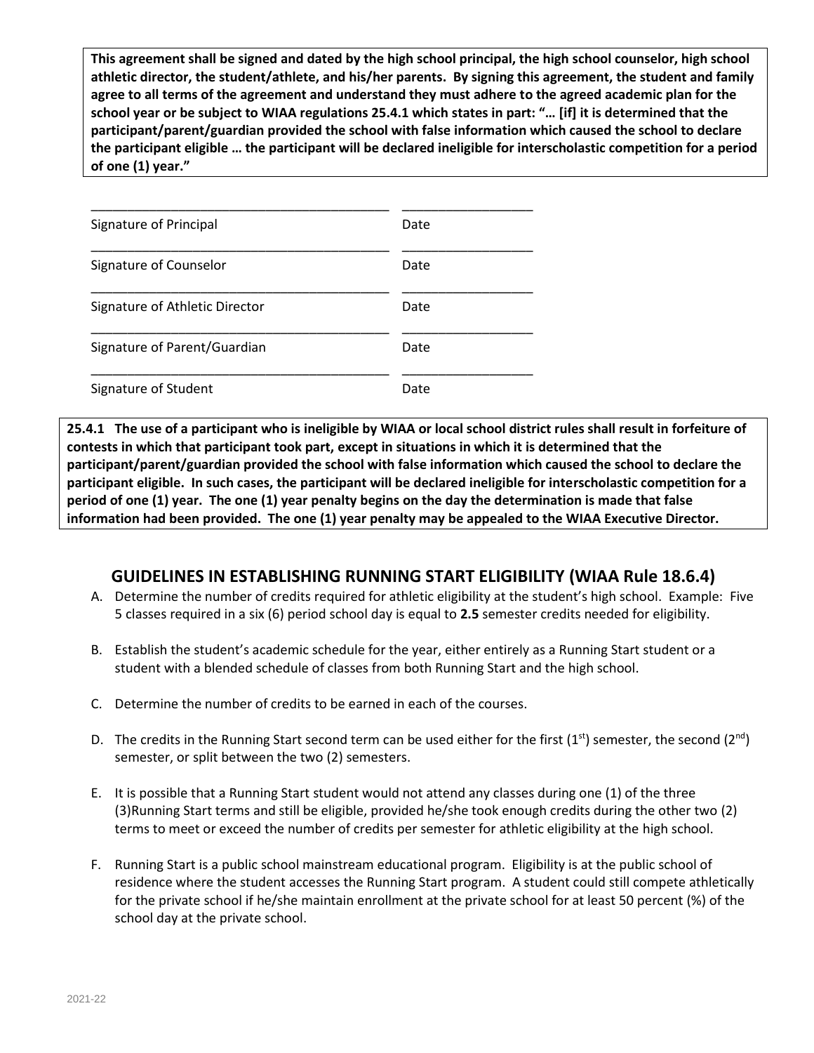**This agreement shall be signed and dated by the high school principal, the high school counselor, high school athletic director, the student/athlete, and his/her parents. By signing this agreement, the student and family agree to all terms of the agreement and understand they must adhere to the agreed academic plan for the school year or be subject to WIAA regulations 25.4.1 which states in part: "… [if] it is determined that the participant/parent/guardian provided the school with false information which caused the school to declare the participant eligible … the participant will be declared ineligible for interscholastic competition for a period of one (1) year."**

| | |
|---|---|
| ________________________________________ | __________________ |
| Signature of Principal | Date |
| ________________________________________ | __________________ |
| Signature of Counselor | Date |
| ________________________________________ | __________________ |
| Signature of Athletic Director | Date |
| ________________________________________ | __________________ |
| Signature of Parent/Guardian | Date |
| ________________________________________ | __________________ |
| Signature of Student | Date |

**25.4.1 The use of a participant who is ineligible by WIAA or local school district rules shall result in forfeiture of contests in which that participant took part, except in situations in which it is determined that the participant/parent/guardian provided the school with false information which caused the school to declare the participant eligible. In such cases, the participant will be declared ineligible for interscholastic competition for a period of one (1) year. The one (1) year penalty begins on the day the determination is made that false information had been provided. The one (1) year penalty may be appealed to the WIAA Executive Director.**

## GUIDELINES IN ESTABLISHING RUNNING START ELIGIBILITY (WIAA Rule 18.6.4)

A. Determine the number of credits required for athletic eligibility at the student's high school. Example: Five 5 classes required in a six (6) period school day is equal to **2.5** semester credits needed for eligibility.

B. Establish the student's academic schedule for the year, either entirely as a Running Start student or a student with a blended schedule of classes from both Running Start and the high school.

C. Determine the number of credits to be earned in each of the courses.

D. The credits in the Running Start second term can be used either for the first (1st) semester, the second (2nd) semester, or split between the two (2) semesters.

E. It is possible that a Running Start student would not attend any classes during one (1) of the three (3)Running Start terms and still be eligible, provided he/she took enough credits during the other two (2) terms to meet or exceed the number of credits per semester for athletic eligibility at the high school.

F. Running Start is a public school mainstream educational program. Eligibility is at the public school of residence where the student accesses the Running Start program. A student could still compete athletically for the private school if he/she maintain enrollment at the private school for at least 50 percent (%) of the school day at the private school.